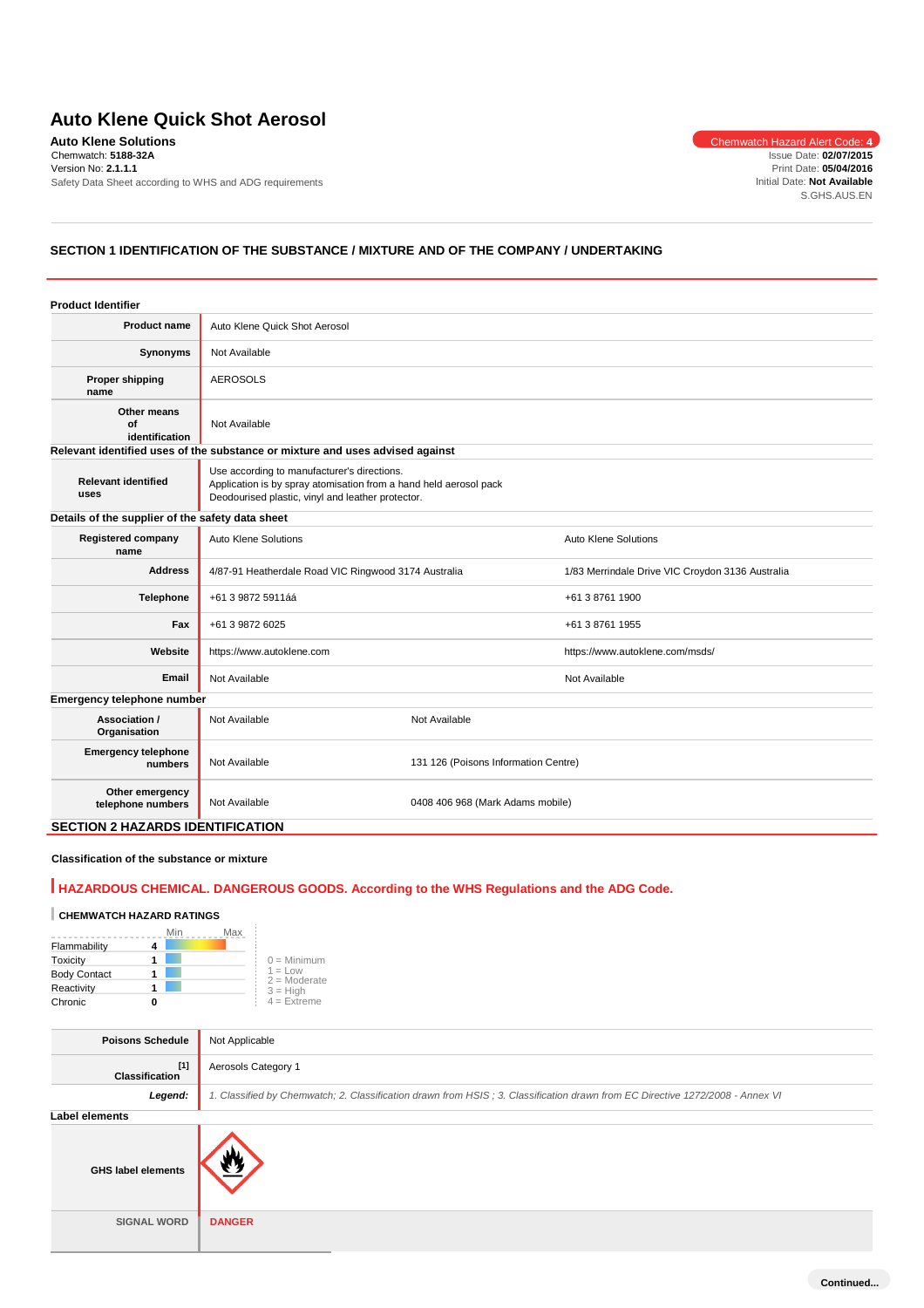# Auto Klene Quick Shot Aerosol

**Auto Klene Solutions**
Chemwatch: **5188-32A**
Version No: **2.1.1.1**
Safety Data Sheet according to WHS and ADG requirements

Chemwatch Hazard Alert Code: **4**
Issue Date: **02/07/2015**
Print Date: **05/04/2016**
Initial Date: **Not Available**
S.GHS.AUS.EN

## SECTION 1 IDENTIFICATION OF THE SUBSTANCE / MIXTURE AND OF THE COMPANY / UNDERTAKING

### Product Identifier

| | |
|---|---|
| **Product name** | Auto Klene Quick Shot Aerosol |
| **Synonyms** | Not Available |
| **Proper shipping name** | AEROSOLS |
| **Other means of identification** | Not Available |

### Relevant identified uses of the substance or mixture and uses advised against

| | |
|---|---|
| **Relevant identified uses** | Use according to manufacturer's directions.<br>Application is by spray atomisation from a hand held aerosol pack<br>Deodourised plastic, vinyl and leather protector. |

### Details of the supplier of the safety data sheet

| | | |
|---|---|---|
| **Registered company name** | Auto Klene Solutions | Auto Klene Solutions |
| **Address** | 4/87-91 Heatherdale Road VIC Ringwood 3174 Australia | 1/83 Merrindale Drive VIC Croydon 3136 Australia |
| **Telephone** | +61 3 9872 5911áá | +61 3 8761 1900 |
| **Fax** | +61 3 9872 6025 | +61 3 8761 1955 |
| **Website** | https://www.autoklene.com | https://www.autoklene.com/msds/ |
| **Email** | Not Available | Not Available |

### Emergency telephone number

| | | |
|---|---|---|
| **Association / Organisation** | Not Available | Not Available |
| **Emergency telephone numbers** | Not Available | 131 126 (Poisons Information Centre) |
| **Other emergency telephone numbers** | Not Available | 0408 406 968 (Mark Adams mobile) |

## SECTION 2 HAZARDS IDENTIFICATION

### Classification of the substance or mixture

**HAZARDOUS CHEMICAL. DANGEROUS GOODS. According to the WHS Regulations and the ADG Code.**

**CHEMWATCH HAZARD RATINGS**

| | | Min | Max |
|---|---|---|---|
| Flammability | 4 | | |
| Toxicity | 1 | | |
| Body Contact | 1 | | |
| Reactivity | 1 | | |
| Chronic | 0 | | |

0 = Minimum
1 = Low
2 = Moderate
3 = High
4 = Extreme

| | |
|---|---|
| **Poisons Schedule** | Not Applicable |
| **Classification** [1] | Aerosols Category 1 |
| ***Legend:*** | *1. Classified by Chemwatch; 2. Classification drawn from HSIS ; 3. Classification drawn from EC Directive 1272/2008 - Annex VI* |

### Label elements

| | |
|---|---|
| **GHS label elements** | |
| **SIGNAL WORD** | **DANGER** |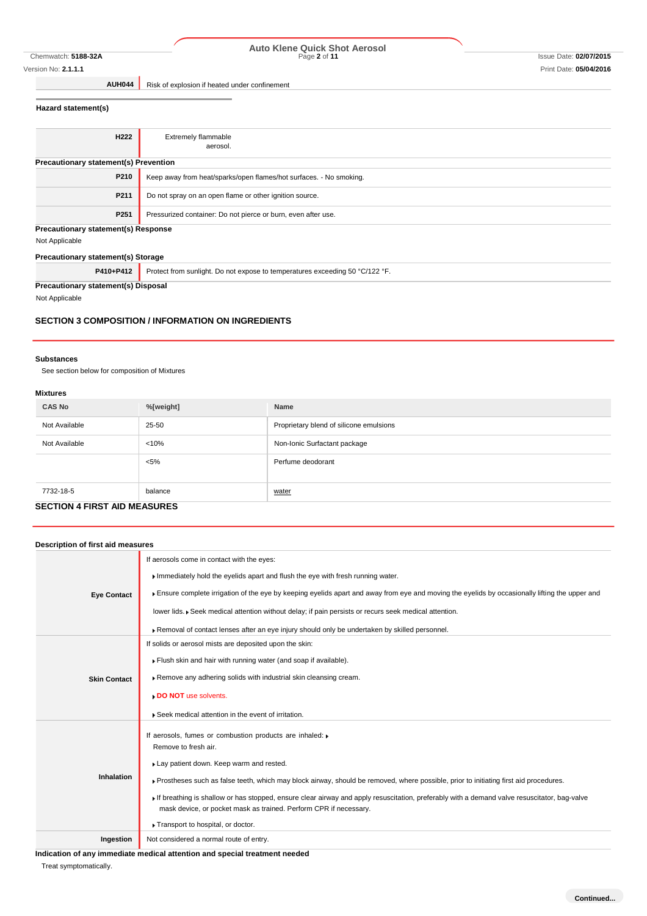| | |
|---|---|
| **AUH044** | Risk of explosion if heated under confinement |

**Hazard statement(s)**

| | |
|---|---|
| **H222** | Extremely flammable aerosol. |

**Precautionary statement(s) Prevention**

| | |
|---|---|
| **P210** | Keep away from heat/sparks/open flames/hot surfaces. - No smoking. |
| **P211** | Do not spray on an open flame or other ignition source. |
| **P251** | Pressurized container: Do not pierce or burn, even after use. |

**Precautionary statement(s) Response**

Not Applicable

**Precautionary statement(s) Storage**

| | |
|---|---|
| **P410+P412** | Protect from sunlight. Do not expose to temperatures exceeding 50 °C/122 °F. |

**Precautionary statement(s) Disposal**

Not Applicable

## SECTION 3 COMPOSITION / INFORMATION ON INGREDIENTS

**Substances**

See section below for composition of Mixtures

**Mixtures**

| CAS No | %[weight] | Name |
|---|---|---|
| Not Available | 25-50 | Proprietary blend of silicone emulsions |
| Not Available | <10% | Non-Ionic Surfactant package |
| | <5% | Perfume deodorant |
| 7732-18-5 | balance | water |

## SECTION 4 FIRST AID MEASURES

**Description of first aid measures**

| | |
|---|---|
| **Eye Contact** | If aerosols come in contact with the eyes:<br>▸ Immediately hold the eyelids apart and flush the eye with fresh running water.<br>▸ Ensure complete irrigation of the eye by keeping eyelids apart and away from eye and moving the eyelids by occasionally lifting the upper and lower lids. ▸ Seek medical attention without delay; if pain persists or recurs seek medical attention.<br>▸ Removal of contact lenses after an eye injury should only be undertaken by skilled personnel. |
| **Skin Contact** | If solids or aerosol mists are deposited upon the skin:<br>▸ Flush skin and hair with running water (and soap if available).<br>▸ Remove any adhering solids with industrial skin cleansing cream.<br>▸ **DO NOT** use solvents.<br>▸ Seek medical attention in the event of irritation. |
| **Inhalation** | If aerosols, fumes or combustion products are inhaled: ▸ Remove to fresh air.<br>▸ Lay patient down. Keep warm and rested.<br>▸ Prostheses such as false teeth, which may block airway, should be removed, where possible, prior to initiating first aid procedures.<br>▸ If breathing is shallow or has stopped, ensure clear airway and apply resuscitation, preferably with a demand valve resuscitator, bag-valve mask device, or pocket mask as trained. Perform CPR if necessary.<br>▸ Transport to hospital, or doctor. |
| **Ingestion** | Not considered a normal route of entry. |

**Indication of any immediate medical attention and special treatment needed**

Treat symptomatically.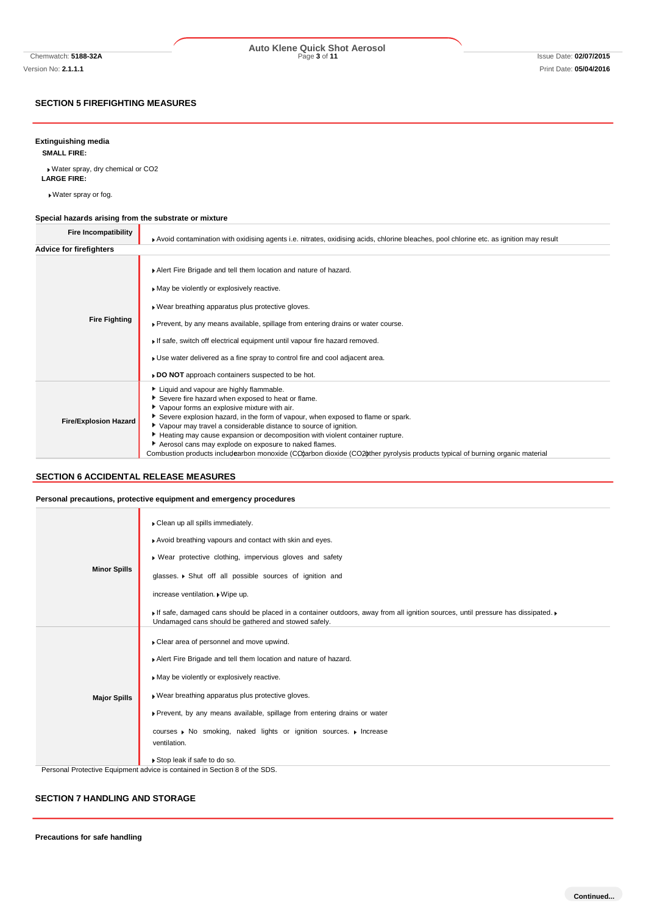## SECTION 5 FIREFIGHTING MEASURES

**Extinguishing media**

**SMALL FIRE:**

- Water spray, dry chemical or CO2

**LARGE FIRE:**

- Water spray or fog.

**Special hazards arising from the substrate or mixture**

| | |
|---|---|
| **Fire Incompatibility** | Avoid contamination with oxidising agents i.e. nitrates, oxidising acids, chlorine bleaches, pool chlorine etc. as ignition may result |

**Advice for firefighters**

| | |
|---|---|
| **Fire Fighting** | Alert Fire Brigade and tell them location and nature of hazard.<br>May be violently or explosively reactive.<br>Wear breathing apparatus plus protective gloves.<br>Prevent, by any means available, spillage from entering drains or water course.<br>If safe, switch off electrical equipment until vapour fire hazard removed.<br>Use water delivered as a fine spray to control fire and cool adjacent area.<br>**DO NOT** approach containers suspected to be hot. |
| **Fire/Explosion Hazard** | Liquid and vapour are highly flammable.<br>Severe fire hazard when exposed to heat or flame.<br>Vapour forms an explosive mixture with air.<br>Severe explosion hazard, in the form of vapour, when exposed to flame or spark.<br>Vapour may travel a considerable distance to source of ignition.<br>Heating may cause expansion or decomposition with violent container rupture.<br>Aerosol cans may explode on exposure to naked flames.<br>Combustion products include carbon monoxide (CO) carbon dioxide ($CO_2$) other pyrolysis products typical of burning organic material |

## SECTION 6 ACCIDENTAL RELEASE MEASURES

**Personal precautions, protective equipment and emergency procedures**

| | |
|---|---|
| **Minor Spills** | Clean up all spills immediately.<br>Avoid breathing vapours and contact with skin and eyes.<br>Wear protective clothing, impervious gloves and safety glasses. Shut off all possible sources of ignition and increase ventilation. Wipe up.<br>If safe, damaged cans should be placed in a container outdoors, away from all ignition sources, until pressure has dissipated. Undamaged cans should be gathered and stowed safely. |
| **Major Spills** | Clear area of personnel and move upwind.<br>Alert Fire Brigade and tell them location and nature of hazard.<br>May be violently or explosively reactive.<br>Wear breathing apparatus plus protective gloves.<br>Prevent, by any means available, spillage from entering drains or water courses No smoking, naked lights or ignition sources. Increase ventilation.<br>Stop leak if safe to do so. |

Personal Protective Equipment advice is contained in Section 8 of the SDS.

## SECTION 7 HANDLING AND STORAGE

**Precautions for safe handling**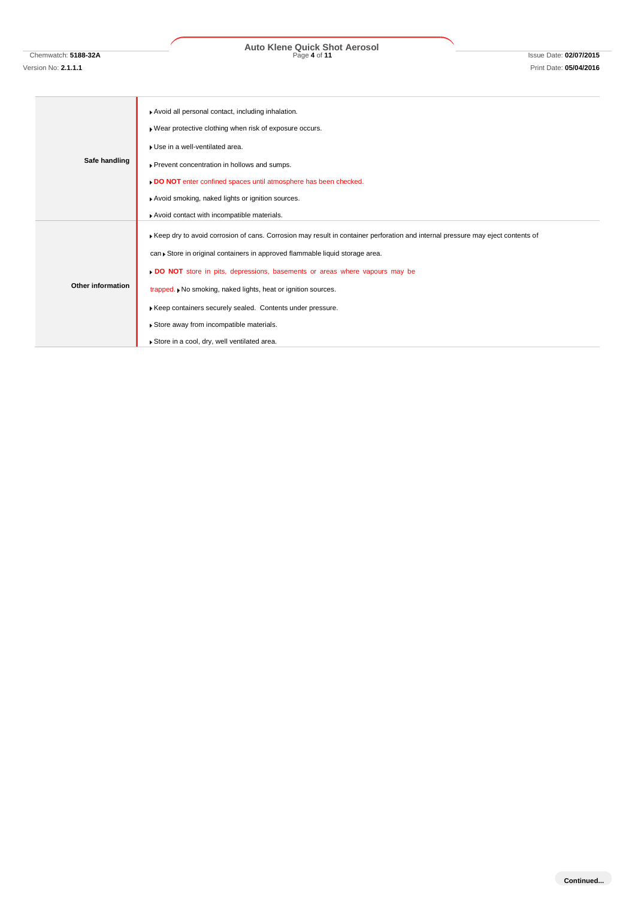| | |
|---|---|
| **Safe handling** | Avoid all personal contact, including inhalation.<br>Wear protective clothing when risk of exposure occurs.<br>Use in a well-ventilated area.<br>Prevent concentration in hollows and sumps.<br>**DO NOT** enter confined spaces until atmosphere has been checked.<br>Avoid smoking, naked lights or ignition sources.<br>Avoid contact with incompatible materials. |
| **Other information** | Keep dry to avoid corrosion of cans. Corrosion may result in container perforation and internal pressure may eject contents of can<br>Store in original containers in approved flammable liquid storage area.<br>**DO NOT** store in pits, depressions, basements or areas where vapours may be trapped.<br>No smoking, naked lights, heat or ignition sources.<br>Keep containers securely sealed. Contents under pressure.<br>Store away from incompatible materials.<br>Store in a cool, dry, well ventilated area. |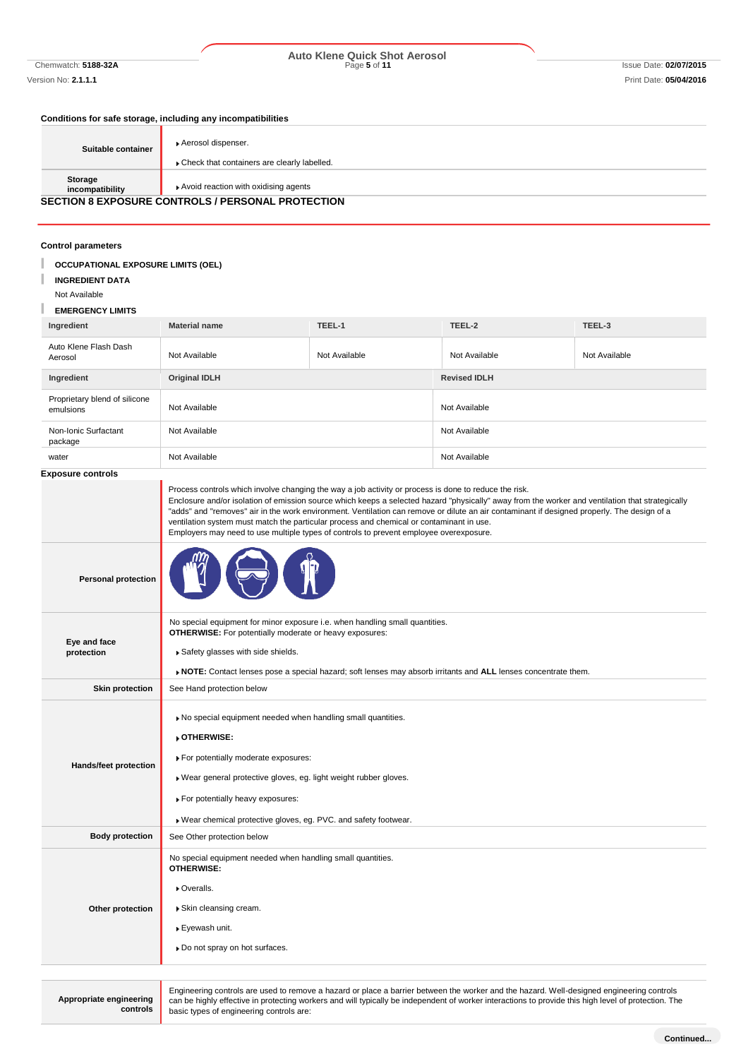### Conditions for safe storage, including any incompatibilities

| | |
|---|---|
| **Suitable container** | ▸ Aerosol dispenser.<br>▸ Check that containers are clearly labelled. |
| **Storage incompatibility** | ▸ Avoid reaction with oxidising agents |

## SECTION 8 EXPOSURE CONTROLS / PERSONAL PROTECTION

### Control parameters

**OCCUPATIONAL EXPOSURE LIMITS (OEL)**

**INGREDIENT DATA**

Not Available

**EMERGENCY LIMITS**

| Ingredient | Material name | TEEL-1 | TEEL-2 | TEEL-3 |
|---|---|---|---|---|
| Auto Klene Flash Dash Aerosol | Not Available | Not Available | Not Available | Not Available |

| Ingredient | Original IDLH | Revised IDLH |
|---|---|---|
| Proprietary blend of silicone emulsions | Not Available | Not Available |
| Non-Ionic Surfactant package | Not Available | Not Available |
| water | Not Available | Not Available |

### Exposure controls

| | |
|---|---|
| | Process controls which involve changing the way a job activity or process is done to reduce the risk.<br>Enclosure and/or isolation of emission source which keeps a selected hazard "physically" away from the worker and ventilation that strategically "adds" and "removes" air in the work environment. Ventilation can remove or dilute an air contaminant if designed properly. The design of a ventilation system must match the particular process and chemical or contaminant in use.<br>Employers may need to use multiple types of controls to prevent employee overexposure. |
| **Personal protection** | |
| **Eye and face protection** | No special equipment for minor exposure i.e. when handling small quantities.<br>**OTHERWISE:** For potentially moderate or heavy exposures:<br>▸ Safety glasses with side shields.<br>▸ **NOTE:** Contact lenses pose a special hazard; soft lenses may absorb irritants and **ALL** lenses concentrate them. |
| **Skin protection** | See Hand protection below |
| **Hands/feet protection** | ▸ No special equipment needed when handling small quantities.<br>▸ **OTHERWISE:**<br>▸ For potentially moderate exposures:<br>▸ Wear general protective gloves, eg. light weight rubber gloves.<br>▸ For potentially heavy exposures:<br>▸ Wear chemical protective gloves, eg. PVC. and safety footwear. |
| **Body protection** | See Other protection below |
| **Other protection** | No special equipment needed when handling small quantities.<br>**OTHERWISE:**<br>▸ Overalls.<br>▸ Skin cleansing cream.<br>▸ Eyewash unit.<br>▸ Do not spray on hot surfaces. |

| | |
|---|---|
| **Appropriate engineering controls** | Engineering controls are used to remove a hazard or place a barrier between the worker and the hazard. Well-designed engineering controls can be highly effective in protecting workers and will typically be independent of worker interactions to provide this high level of protection. The basic types of engineering controls are: |

**Continued...**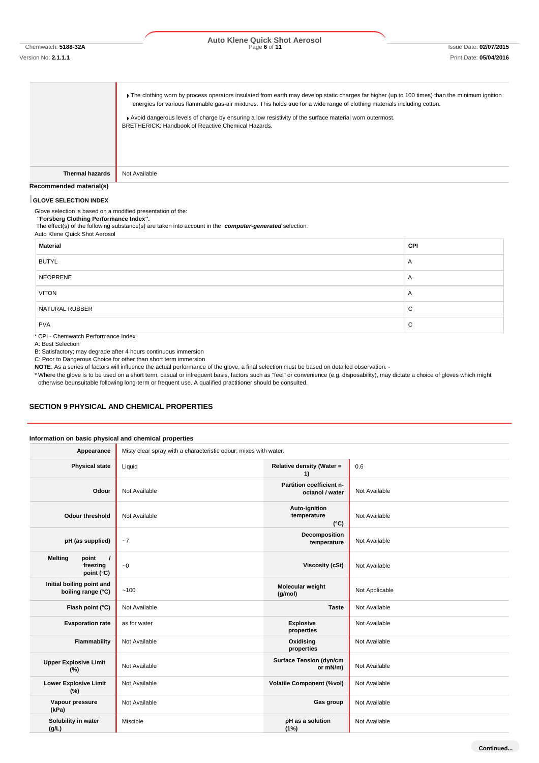| | |
|---|---|
| | ▸The clothing worn by process operators insulated from earth may develop static charges far higher (up to 100 times) than the minimum ignition energies for various flammable gas-air mixtures. This holds true for a wide range of clothing materials including cotton.<br><br>▸Avoid dangerous levels of charge by ensuring a low resistivity of the surface material worn outermost.<br>BRETHERICK: Handbook of Reactive Chemical Hazards. |
| **Thermal hazards** | Not Available |

**Recommended material(s)**

**GLOVE SELECTION INDEX**

Glove selection is based on a modified presentation of the:
***"Forsberg Clothing Performance Index".***
The effect(s) of the following substance(s) are taken into account in the ***computer-generated*** selection:
Auto Klene Quick Shot Aerosol

| Material | CPI |
|---|---|
| BUTYL | A |
| NEOPRENE | A |
| VITON | A |
| NATURAL RUBBER | C |
| PVA | C |

* CPI - Chemwatch Performance Index
A: Best Selection
B: Satisfactory; may degrade after 4 hours continuous immersion
C: Poor to Dangerous Choice for other than short term immersion
**NOTE**: As a series of factors will influence the actual performance of the glove, a final selection must be based on detailed observation. -
* Where the glove is to be used on a short term, casual or infrequent basis, factors such as "feel" or convenience (e.g. disposability), may dictate a choice of gloves which might otherwise beunsuitable following long-term or frequent use. A qualified practitioner should be consulted.

## SECTION 9 PHYSICAL AND CHEMICAL PROPERTIES

**Information on basic physical and chemical properties**

| | | | |
|---|---|---|---|
| **Appearance** | Misty clear spray with a characteristic odour; mixes with water. | | |
| **Physical state** | Liquid | **Relative density (Water = 1)** | 0.6 |
| **Odour** | Not Available | **Partition coefficient n-octanol / water** | Not Available |
| **Odour threshold** | Not Available | **Auto-ignition temperature (°C)** | Not Available |
| **pH (as supplied)** | ~7 | **Decomposition temperature** | Not Available |
| **Melting point / freezing point (°C)** | ~0 | **Viscosity (cSt)** | Not Available |
| **Initial boiling point and boiling range (°C)** | ~100 | **Molecular weight (g/mol)** | Not Applicable |
| **Flash point (°C)** | Not Available | **Taste** | Not Available |
| **Evaporation rate** | as for water | **Explosive properties** | Not Available |
| **Flammability** | Not Available | **Oxidising properties** | Not Available |
| **Upper Explosive Limit (%)** | Not Available | **Surface Tension (dyn/cm or mN/m)** | Not Available |
| **Lower Explosive Limit (%)** | Not Available | **Volatile Component (%vol)** | Not Available |
| **Vapour pressure (kPa)** | Not Available | **Gas group** | Not Available |
| **Solubility in water (g/L)** | Miscible | **pH as a solution (1%)** | Not Available |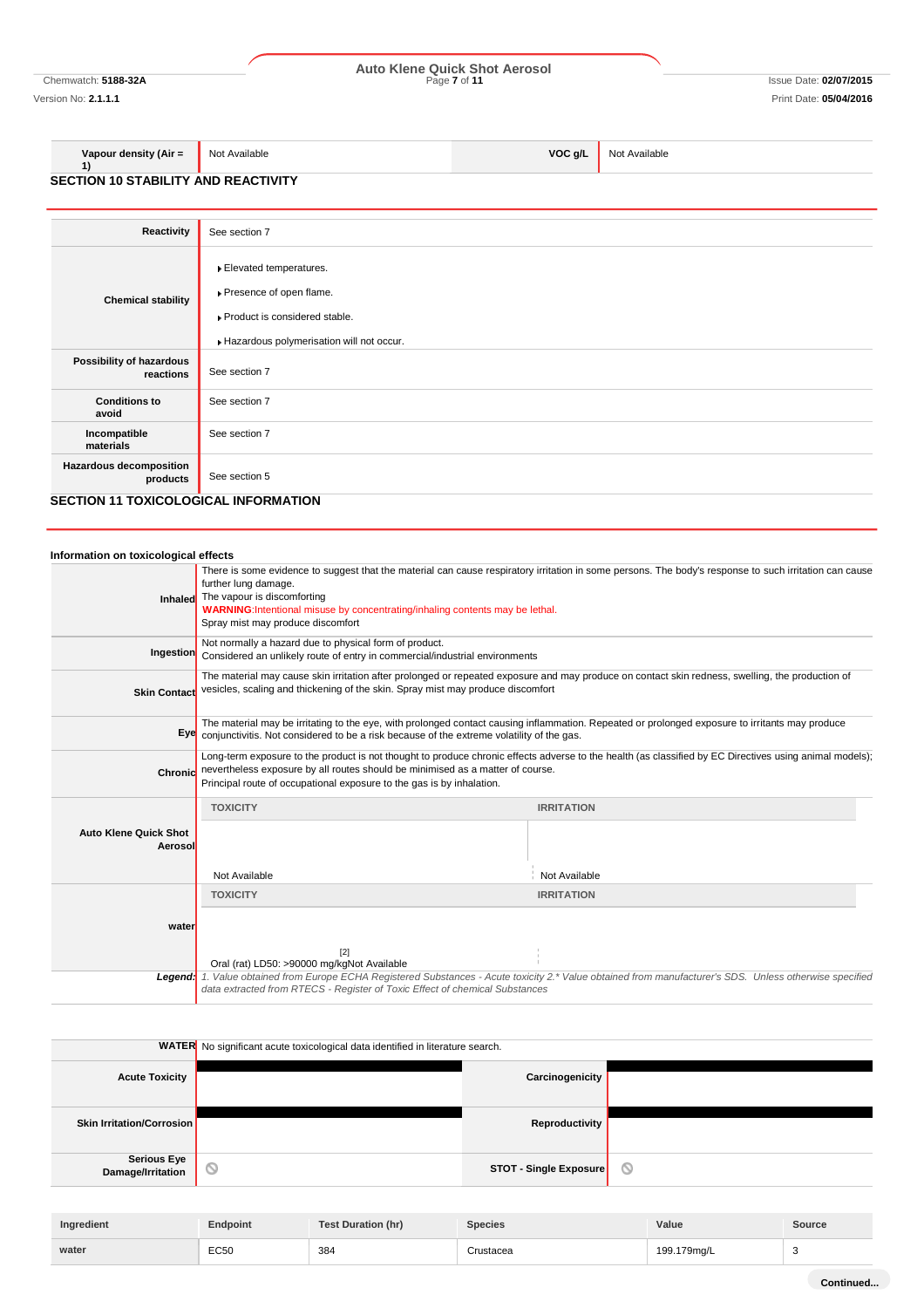| | | | |
|---|---|---|---|
| Vapour density (Air = 1) | Not Available | VOC g/L | Not Available |

## SECTION 10 STABILITY AND REACTIVITY

| | |
|---|---|
| Reactivity | See section 7 |
| Chemical stability | Elevated temperatures.<br>Presence of open flame.<br>Product is considered stable.<br>Hazardous polymerisation will not occur. |
| Possibility of hazardous reactions | See section 7 |
| Conditions to avoid | See section 7 |
| Incompatible materials | See section 7 |
| Hazardous decomposition products | See section 5 |

## SECTION 11 TOXICOLOGICAL INFORMATION

### Information on toxicological effects

| | |
|---|---|
| Inhaled | There is some evidence to suggest that the material can cause respiratory irritation in some persons. The body's response to such irritation can cause further lung damage.<br>The vapour is discomforting<br>**WARNING**:Intentional misuse by concentrating/inhaling contents may be lethal.<br>Spray mist may produce discomfort |
| Ingestion | Not normally a hazard due to physical form of product.<br>Considered an unlikely route of entry in commercial/industrial environments |
| Skin Contact | The material may cause skin irritation after prolonged or repeated exposure and may produce on contact skin redness, swelling, the production of vesicles, scaling and thickening of the skin. Spray mist may produce discomfort |
| Eye | The material may be irritating to the eye, with prolonged contact causing inflammation. Repeated or prolonged exposure to irritants may produce conjunctivitis. Not considered to be a risk because of the extreme volatility of the gas. |
| Chronic | Long-term exposure to the product is not thought to produce chronic effects adverse to the health (as classified by EC Directives using animal models); nevertheless exposure by all routes should be minimised as a matter of course.<br>Principal route of occupational exposure to the gas is by inhalation. |

| | TOXICITY | IRRITATION |
|---|---|---|
| Auto Klene Quick Shot Aerosol | Not Available | Not Available |

| | TOXICITY | IRRITATION |
|---|---|---|
| water | Oral (rat) LD50: >90000 mg/kg[2] | Not Available |

**Legend:** *1. Value obtained from Europe ECHA Registered Substances - Acute toxicity 2.* Value obtained from manufacturer's SDS. Unless otherwise specified data extracted from RTECS - Register of Toxic Effect of chemical Substances*

| | |
|---|---|
| WATER | No significant acute toxicological data identified in literature search. |

| | | | |
|---|---|---|---|
| Acute Toxicity | | Carcinogenicity | |
| Skin Irritation/Corrosion | | Reproductivity | |
| Serious Eye Damage/Irritation | ⊘ | STOT - Single Exposure | ⊘ |

| Ingredient | Endpoint | Test Duration (hr) | Species | Value | Source |
|---|---|---|---|---|---|
| water | EC50 | 384 | Crustacea | 199.179mg/L | 3 |

Continued...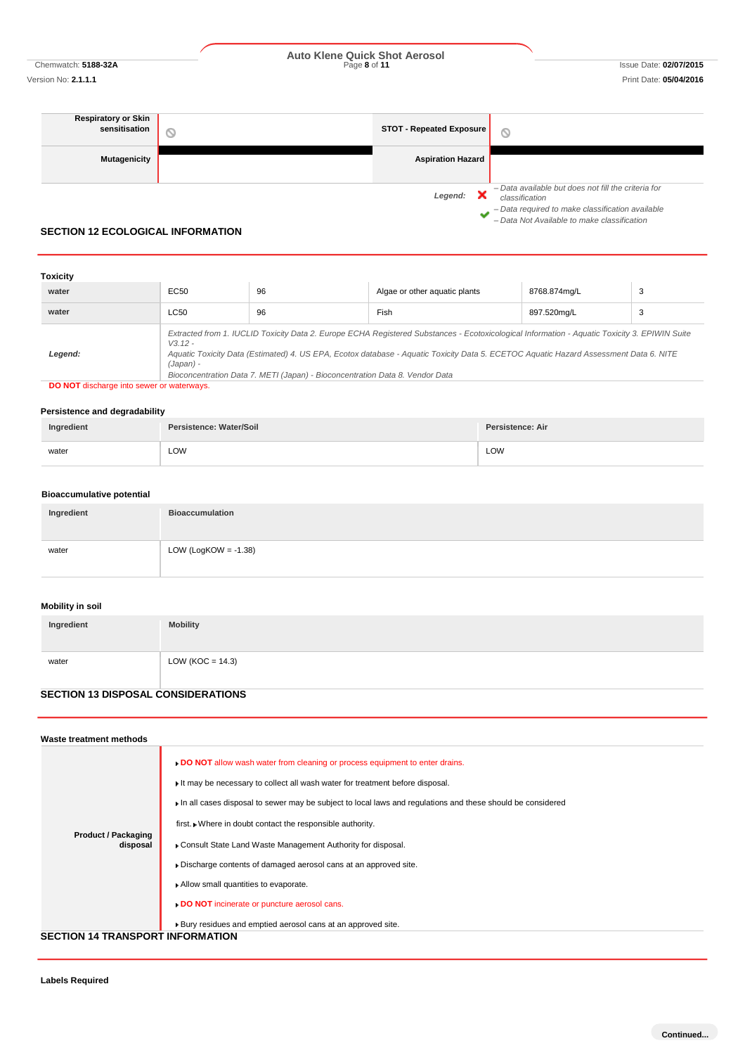| | | | |
|---|---|---|---|
| **Respiratory or Skin sensitisation** | ⦸ | **STOT - Repeated Exposure** | ⦸ |
| **Mutagenicity** | | **Aspiration Hazard** | |

*Legend:* ✘ – *Data available but does not fill the criteria for classification*
✔ – *Data required to make classification available*
⦸ – *Data Not Available to make classification*

## SECTION 12 ECOLOGICAL INFORMATION

### Toxicity

| | | | | | |
|---|---|---|---|---|---|
| **water** | EC50 | 96 | Algae or other aquatic plants | 8768.874mg/L | 3 |
| **water** | LC50 | 96 | Fish | 897.520mg/L | 3 |
| ***Legend:*** | *Extracted from 1. IUCLID Toxicity Data 2. Europe ECHA Registered Substances - Ecotoxicological Information - Aquatic Toxicity 3. EPIWIN Suite V3.12 - Aquatic Toxicity Data (Estimated) 4. US EPA, Ecotox database - Aquatic Toxicity Data 5. ECETOC Aquatic Hazard Assessment Data 6. NITE (Japan) - Bioconcentration Data 7. METI (Japan) - Bioconcentration Data 8. Vendor Data* | | | | |

**DO NOT** discharge into sewer or waterways.

### Persistence and degradability

| Ingredient | Persistence: Water/Soil | Persistence: Air |
|---|---|---|
| water | LOW | LOW |

### Bioaccumulative potential

| Ingredient | Bioaccumulation |
|---|---|
| water | LOW (LogKOW = -1.38) |

### Mobility in soil

| Ingredient | Mobility |
|---|---|
| water | LOW (KOC = 14.3) |

## SECTION 13 DISPOSAL CONSIDERATIONS

### Waste treatment methods

| | |
|---|---|
| **Product / Packaging disposal** | ▸ **DO NOT** allow wash water from cleaning or process equipment to enter drains.<br>▸ It may be necessary to collect all wash water for treatment before disposal.<br>▸ In all cases disposal to sewer may be subject to local laws and regulations and these should be considered first. ▸ Where in doubt contact the responsible authority.<br>▸ Consult State Land Waste Management Authority for disposal.<br>▸ Discharge contents of damaged aerosol cans at an approved site.<br>▸ Allow small quantities to evaporate.<br>▸ **DO NOT** incinerate or puncture aerosol cans.<br>▸ Bury residues and emptied aerosol cans at an approved site. |

## SECTION 14 TRANSPORT INFORMATION

**Labels Required**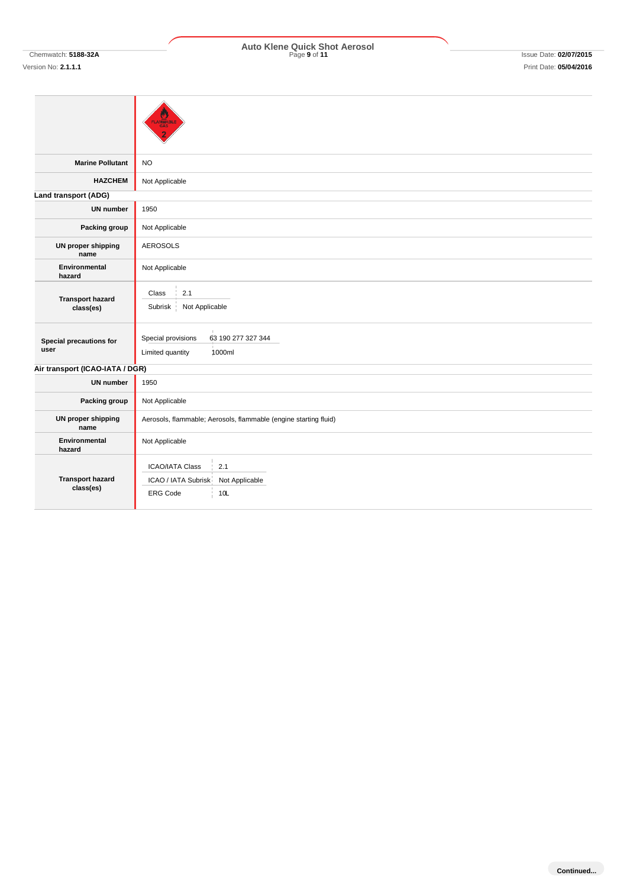| | |
|---|---|
| | |
| **Marine Pollutant** | NO |
| **HAZCHEM** | Not Applicable |

**Land transport (ADG)**

| | |
|---|---|
| **UN number** | 1950 |
| **Packing group** | Not Applicable |
| **UN proper shipping name** | AEROSOLS |
| **Environmental hazard** | Not Applicable |
| **Transport hazard class(es)** | Class: 2.1<br>Subrisk: Not Applicable |
| **Special precautions for user** | Special provisions: 63 190 277 327 344<br>Limited quantity: 1000ml |

**Air transport (ICAO-IATA / DGR)**

| | |
|---|---|
| **UN number** | 1950 |
| **Packing group** | Not Applicable |
| **UN proper shipping name** | Aerosols, flammable; Aerosols, flammable (engine starting fluid) |
| **Environmental hazard** | Not Applicable |
| **Transport hazard class(es)** | ICAO/IATA Class: 2.1<br>ICAO / IATA Subrisk: Not Applicable<br>ERG Code: 10L |

**Continued...**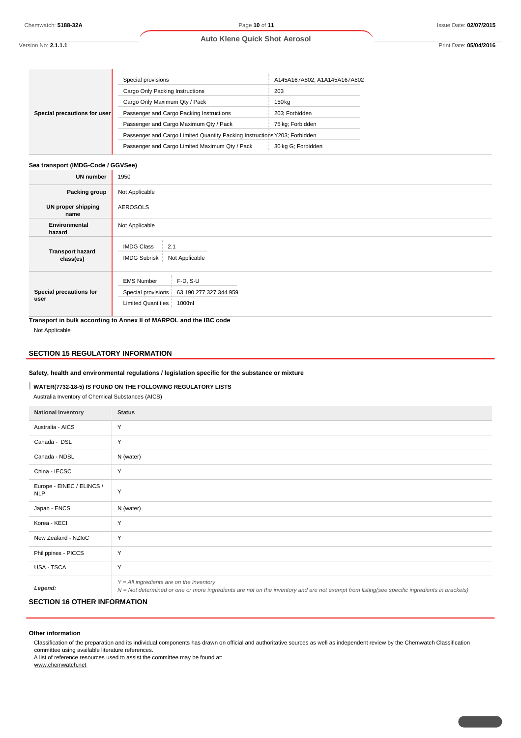| | | |
|---|---|---|
| **Special precautions for user** | Special provisions | A145A167A802; A1A145A167A802 |
| | Cargo Only Packing Instructions | 203 |
| | Cargo Only Maximum Qty / Pack | 150 kg |
| | Passenger and Cargo Packing Instructions | 203; Forbidden |
| | Passenger and Cargo Maximum Qty / Pack | 75 kg; Forbidden |
| | Passenger and Cargo Limited Quantity Packing Instructions | Y203; Forbidden |
| | Passenger and Cargo Limited Maximum Qty / Pack | 30 kg G; Forbidden |

**Sea transport (IMDG-Code / GGVSee)**

| | |
|---|---|
| **UN number** | 1950 |
| **Packing group** | Not Applicable |
| **UN proper shipping name** | AEROSOLS |
| **Environmental hazard** | Not Applicable |
| **Transport hazard class(es)** | IMDG Class: 2.1<br>IMDG Subrisk: Not Applicable |
| **Special precautions for user** | EMS Number: F-D, S-U<br>Special provisions: 63 190 277 327 344 959<br>Limited Quantities: 1000ml |

**Transport in bulk according to Annex II of MARPOL and the IBC code**

Not Applicable

## SECTION 15 REGULATORY INFORMATION

**Safety, health and environmental regulations / legislation specific for the substance or mixture**

**WATER(7732-18-5) IS FOUND ON THE FOLLOWING REGULATORY LISTS**

Australia Inventory of Chemical Substances (AICS)

| National Inventory | Status |
|---|---|
| Australia - AICS | Y |
| Canada - DSL | Y |
| Canada - NDSL | N (water) |
| China - IECSC | Y |
| Europe - EINEC / ELINCS / NLP | Y |
| Japan - ENCS | N (water) |
| Korea - KECI | Y |
| New Zealand - NZIoC | Y |
| Philippines - PICCS | Y |
| USA - TSCA | Y |
| *Legend:* | *Y = All ingredients are on the inventory*<br>*N = Not determined or one or more ingredients are not on the inventory and are not exempt from listing(see specific ingredients in brackets)* |

## SECTION 16 OTHER INFORMATION

**Other information**

Classification of the preparation and its individual components has drawn on official and authoritative sources as well as independent review by the Chemwatch Classification committee using available literature references.
A list of reference resources used to assist the committee may be found at:
www.chemwatch.net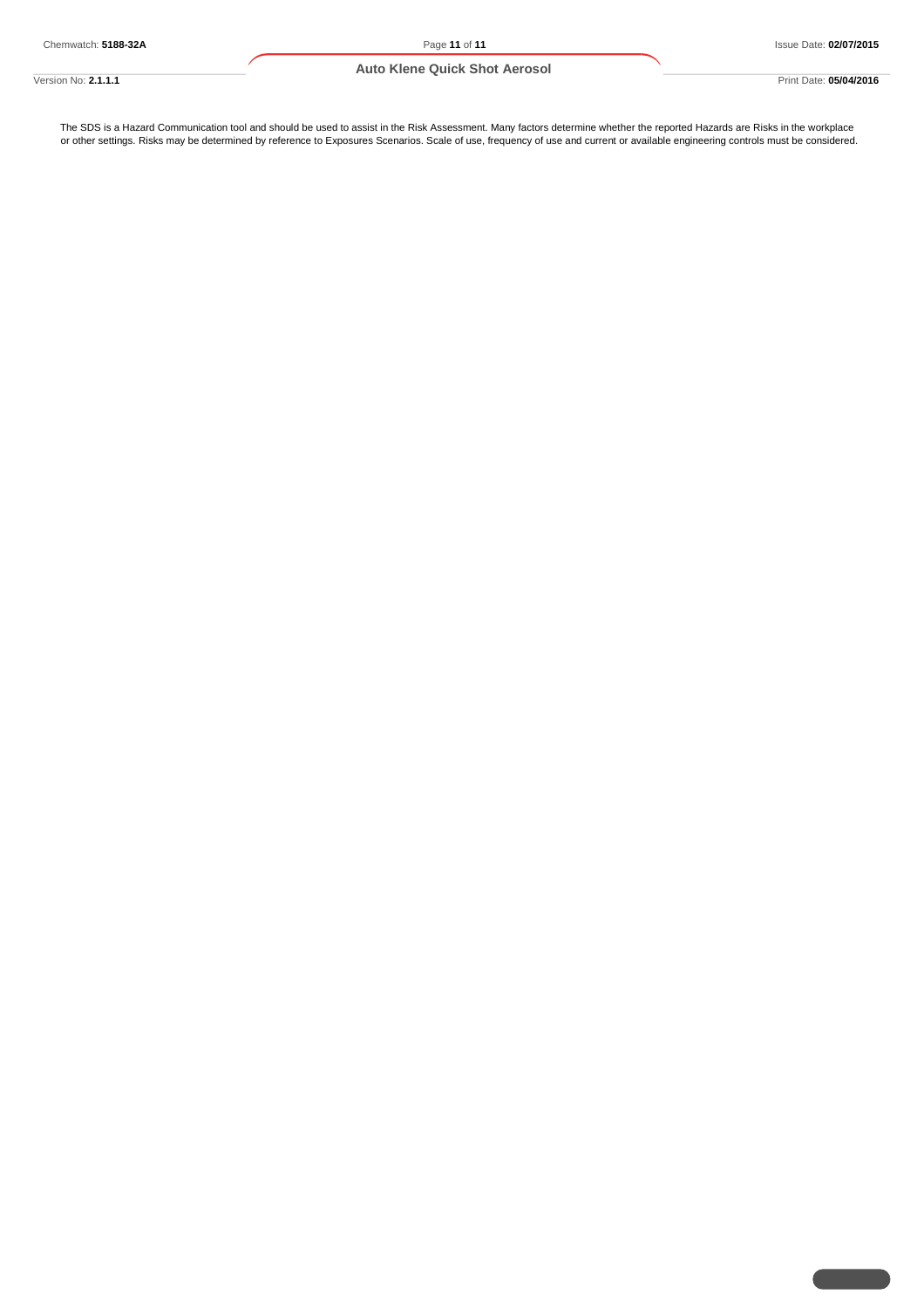The SDS is a Hazard Communication tool and should be used to assist in the Risk Assessment. Many factors determine whether the reported Hazards are Risks in the workplace or other settings. Risks may be determined by reference to Exposures Scenarios. Scale of use, frequency of use and current or available engineering controls must be considered.